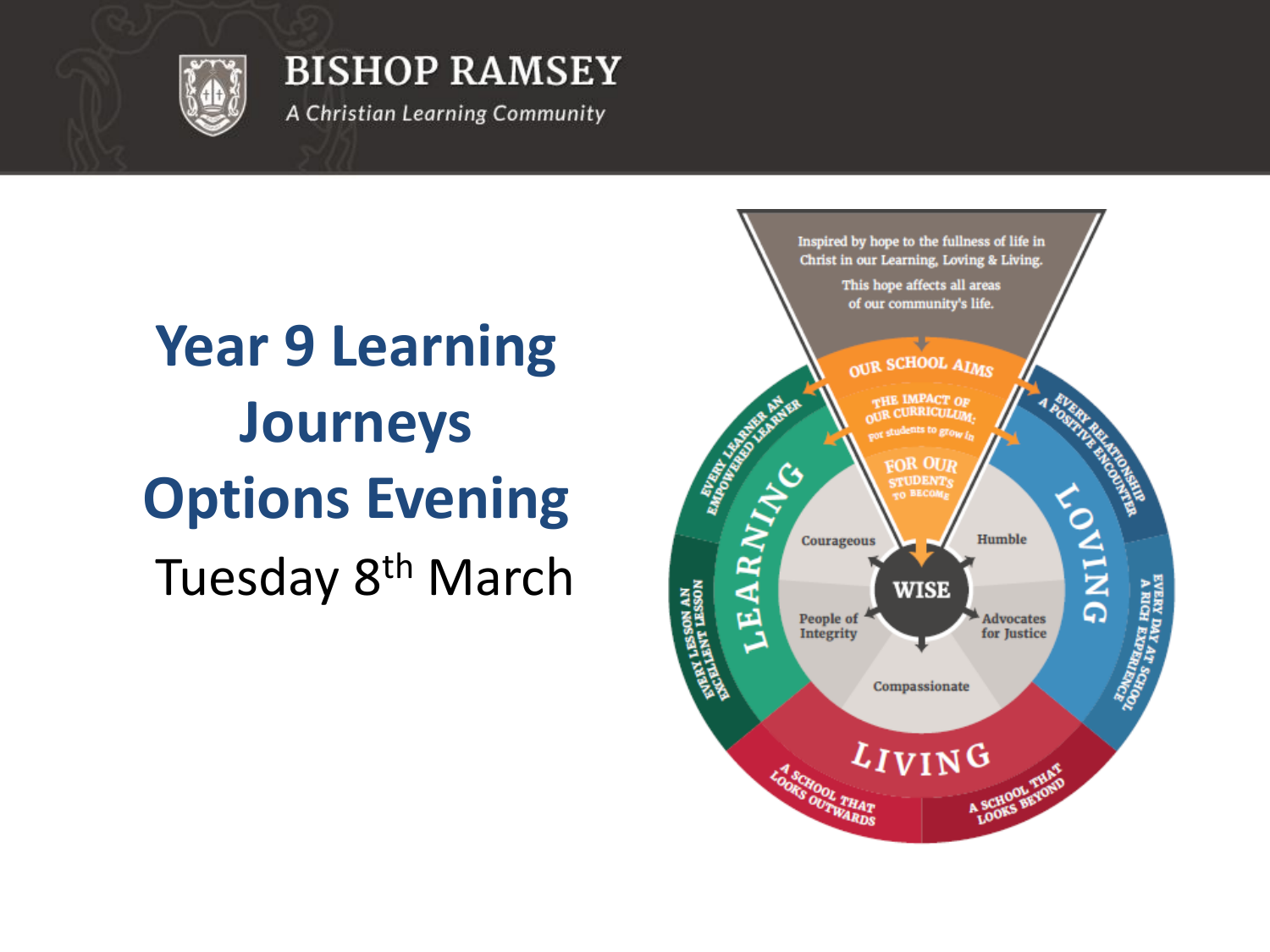**BISHOP RAMSEY**

*A Christian Learning Community*

# Year 9 Learning Journeys Options Evening

Tuesday 8th March

Inspired by hope to the fullness of life in Christ in our Learning, Loving & Living.

This hope affects all areas of our community's life.

OUR SCHOOL AIMS

THE IMPACT OF OUR CURRICULUM: For students to grow in

FOR OUR STUDENTS TO BECOME

WISE

Courageous

Humble

People of Integrity

Advocates for Justice

Compassionate

LEARNING

EVERY LEARNER AN EMPOWERED LEARNER

EVERY LESSON AN EXCELLENT LESSON

LOVING

EVERY RELATIONSHIP A POSITIVE ENCOUNTER

EVERY DAY AT SCHOOL A RICH EXPERIENCE

LIVING

A SCHOOL THAT LOOKS OUTWARDS

A SCHOOL THAT LOOKS BEYOND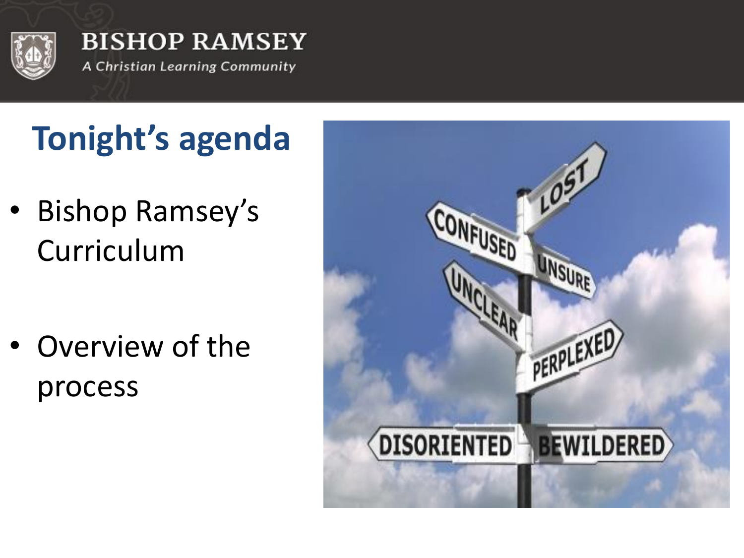BISHOP RAMSEY

*A Christian Learning Community*

# Tonight's agenda

- Bishop Ramsey's Curriculum
- Overview of the process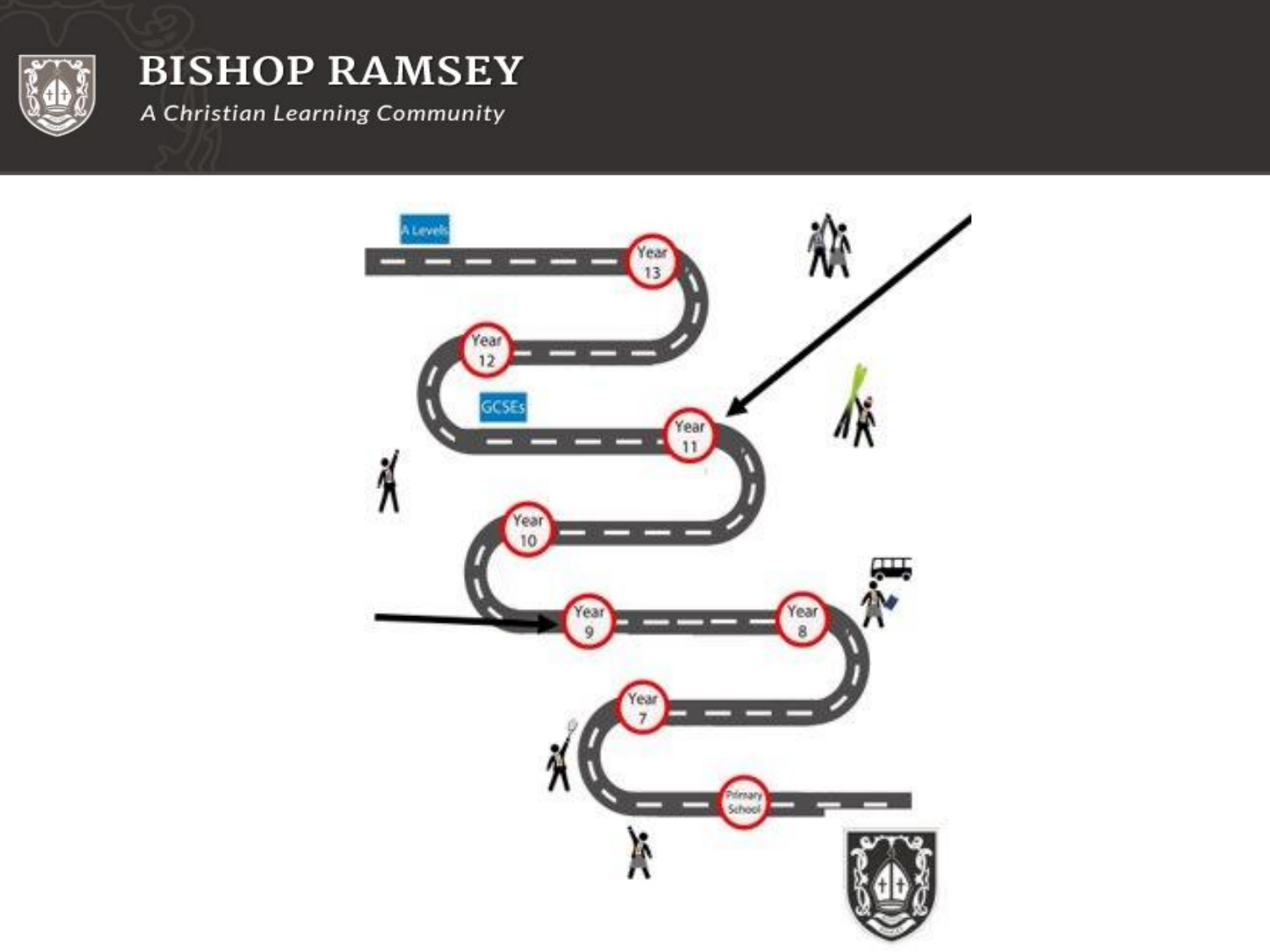# BISHOP RAMSEY

*A Christian Learning Community*

A Levels

Year 13

Year 12

GCSEs

Year 11

Year 10

Year 9

Year 8

Year 7

Primary School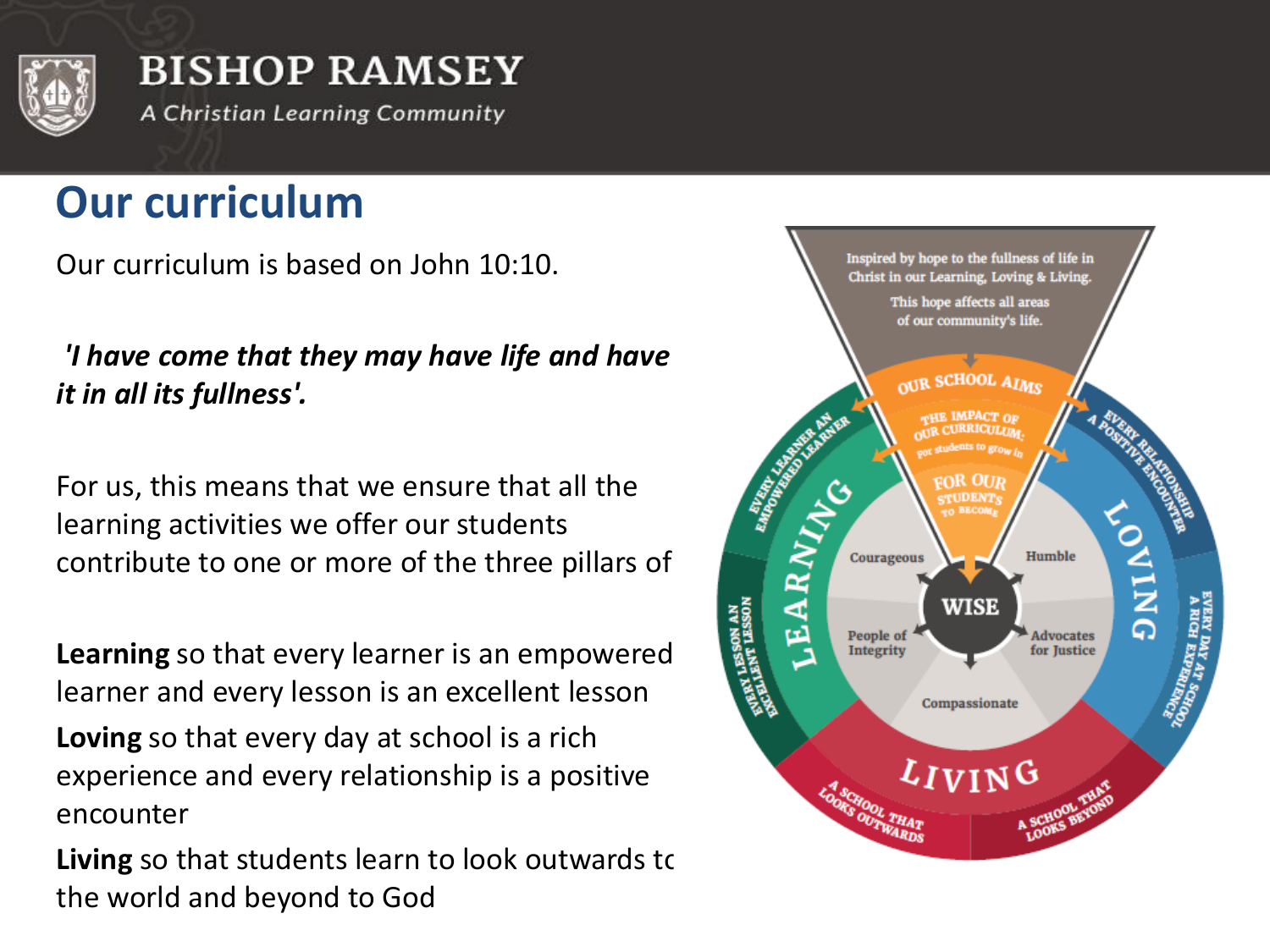## Our curriculum

Our curriculum is based on John 10:10.

*'I have come that they may have life and have it in all its fullness'.*

For us, this means that we ensure that all the learning activities we offer our students contribute to one or more of the three pillars of

**Learning** so that every learner is an empowered learner and every lesson is an excellent lesson

**Loving** so that every day at school is a rich experience and every relationship is a positive encounter

**Living** so that students learn to look outwards to the world and beyond to God

Inspired by hope to the fullness of life in Christ in our Learning, Loving & Living.

This hope affects all areas of our community's life.

OUR SCHOOL AIMS

THE IMPACT OF OUR CURRICULUM: For students to grow in

FOR OUR STUDENTS TO BECOME

WISE

Courageous

Humble

People of Integrity

Advocates for Justice

Compassionate

LEARNING

EVERY LEARNER AN EMPOWERED LEARNER

EVERY LESSON AN EXCELLENT LESSON

LOVING

EVERY RELATIONSHIP A POSITIVE ENCOUNTER

EVERY DAY AT SCHOOL A RICH EXPERIENCE

LIVING

A SCHOOL THAT LOOKS OUTWARDS

A SCHOOL THAT LOOKS BEYOND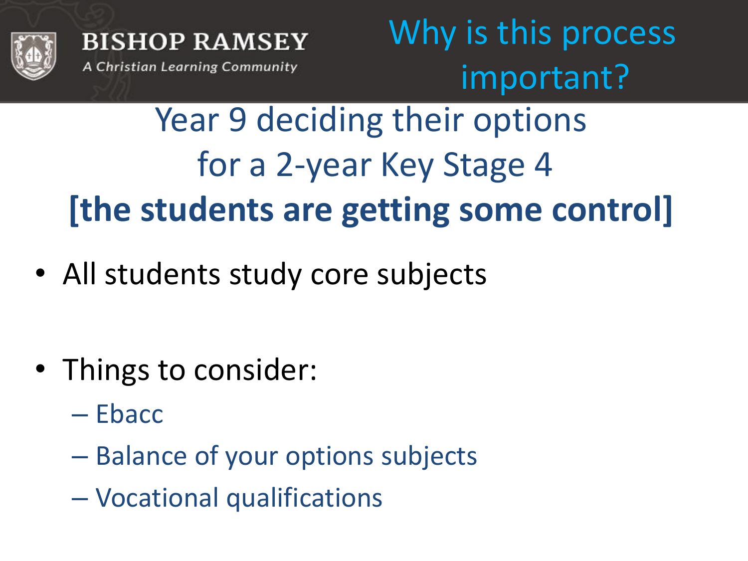BISHOP RAMSEY

*A Christian Learning Community*

# Why is this process important?

## Year 9 deciding their options for a 2-year Key Stage 4

**[the students are getting some control]**

- All students study core subjects

- Things to consider:
  - Ebacc
  - Balance of your options subjects
  - Vocational qualifications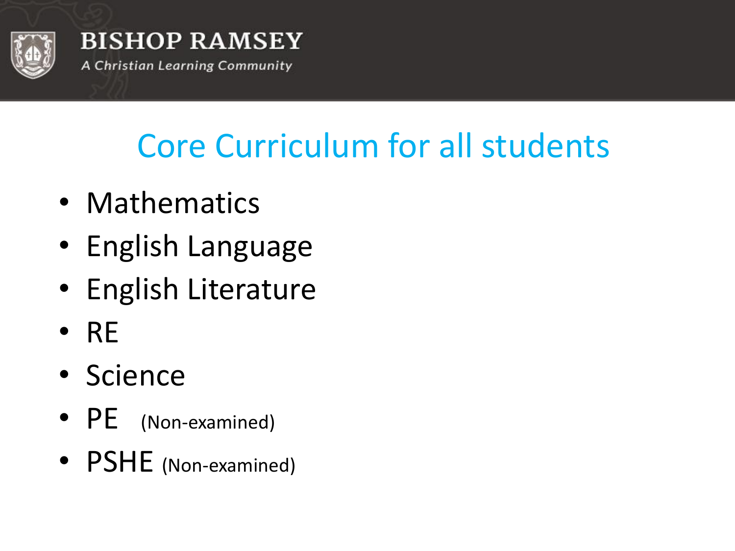# Core Curriculum for all students

- Mathematics
- English Language
- English Literature
- RE
- Science
- PE (Non-examined)
- PSHE (Non-examined)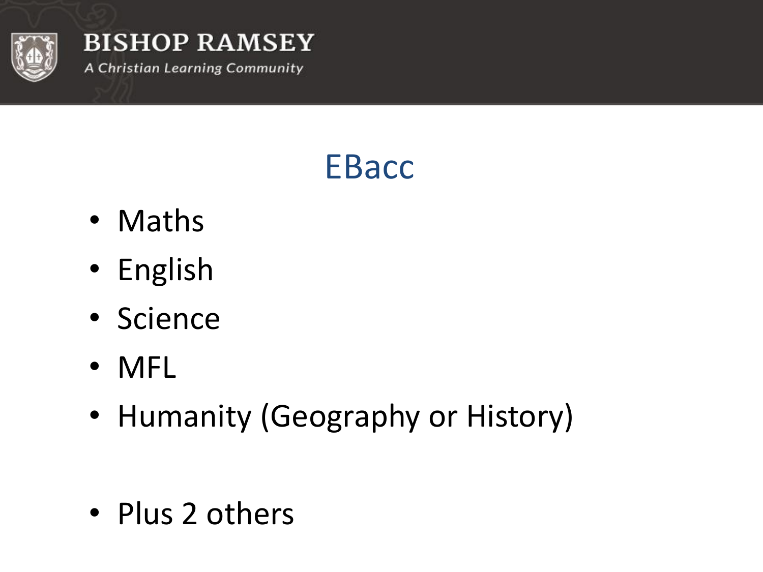# EBacc

- Maths
- English
- Science
- MFL
- Humanity (Geography or History)

- Plus 2 others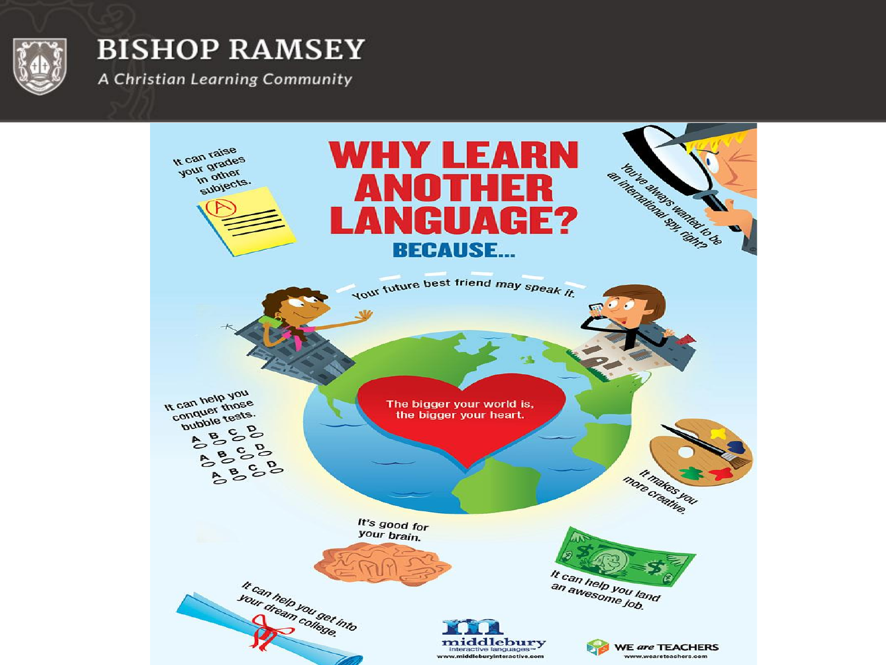# WHY LEARN ANOTHER LANGUAGE?

## BECAUSE...

It can raise your grades in other subjects.

You've always wanted to be an international spy, right?

Your future best friend may speak it.

The bigger your world is, the bigger your heart.

It can help you conquer those bubble tests.

It makes you more creative.

It's good for your brain.

It can help you land an awesome job.

It can help you get into your dream college.

middlebury interactive languages™
www.middleburyinteractive.com

WE are TEACHERS
www.weareteachers.com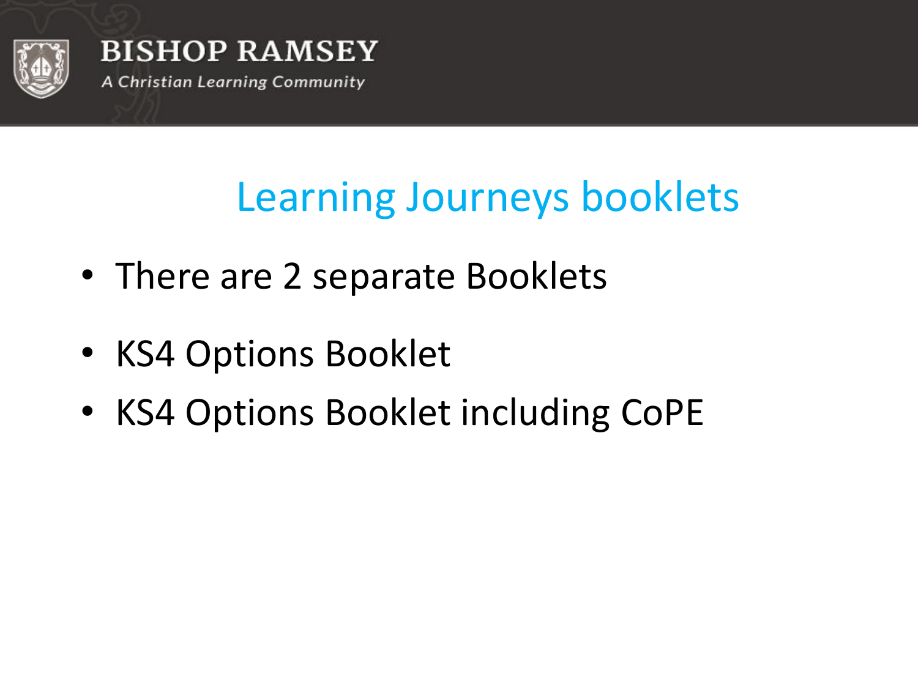# Learning Journeys booklets

- There are 2 separate Booklets
- KS4 Options Booklet
- KS4 Options Booklet including CoPE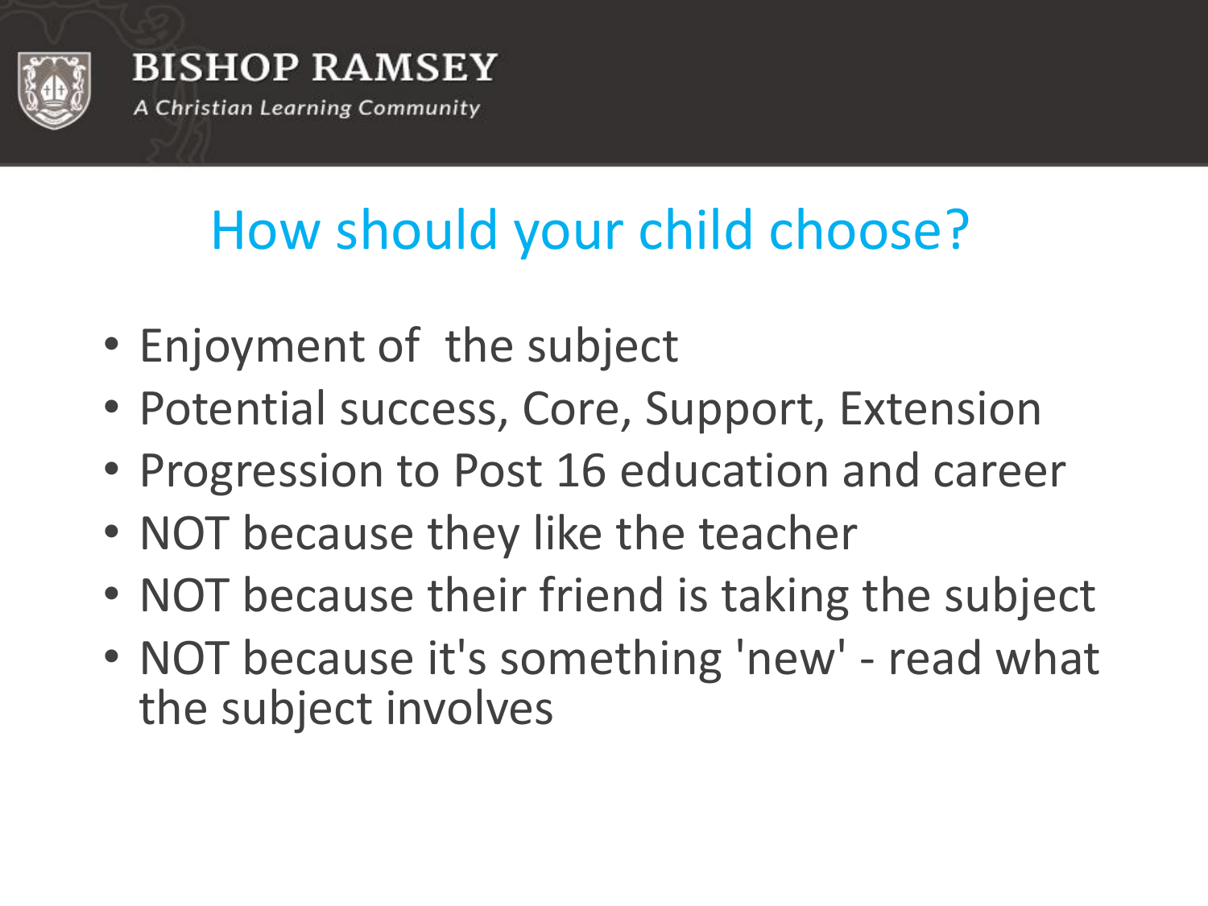# How should your child choose?

- Enjoyment of the subject
- Potential success, Core, Support, Extension
- Progression to Post 16 education and career
- NOT because they like the teacher
- NOT because their friend is taking the subject
- NOT because it's something 'new' - read what the subject involves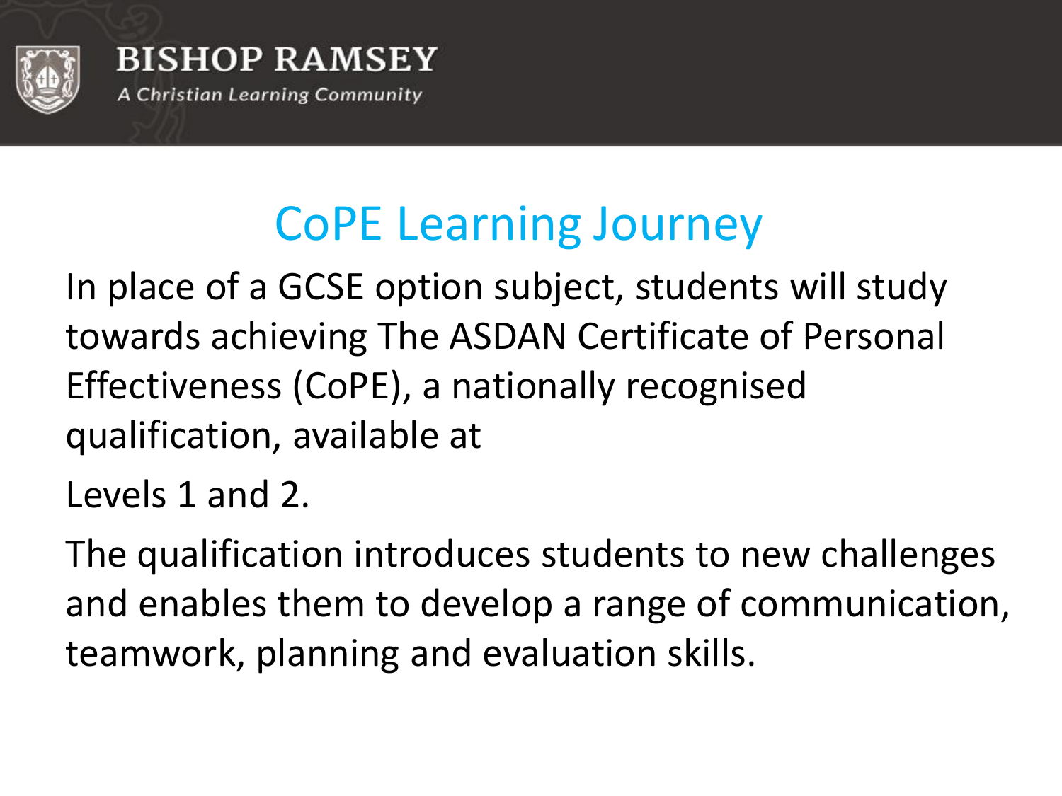# CoPE Learning Journey

In place of a GCSE option subject, students will study towards achieving The ASDAN Certificate of Personal Effectiveness (CoPE), a nationally recognised qualification, available at

Levels 1 and 2.

The qualification introduces students to new challenges and enables them to develop a range of communication, teamwork, planning and evaluation skills.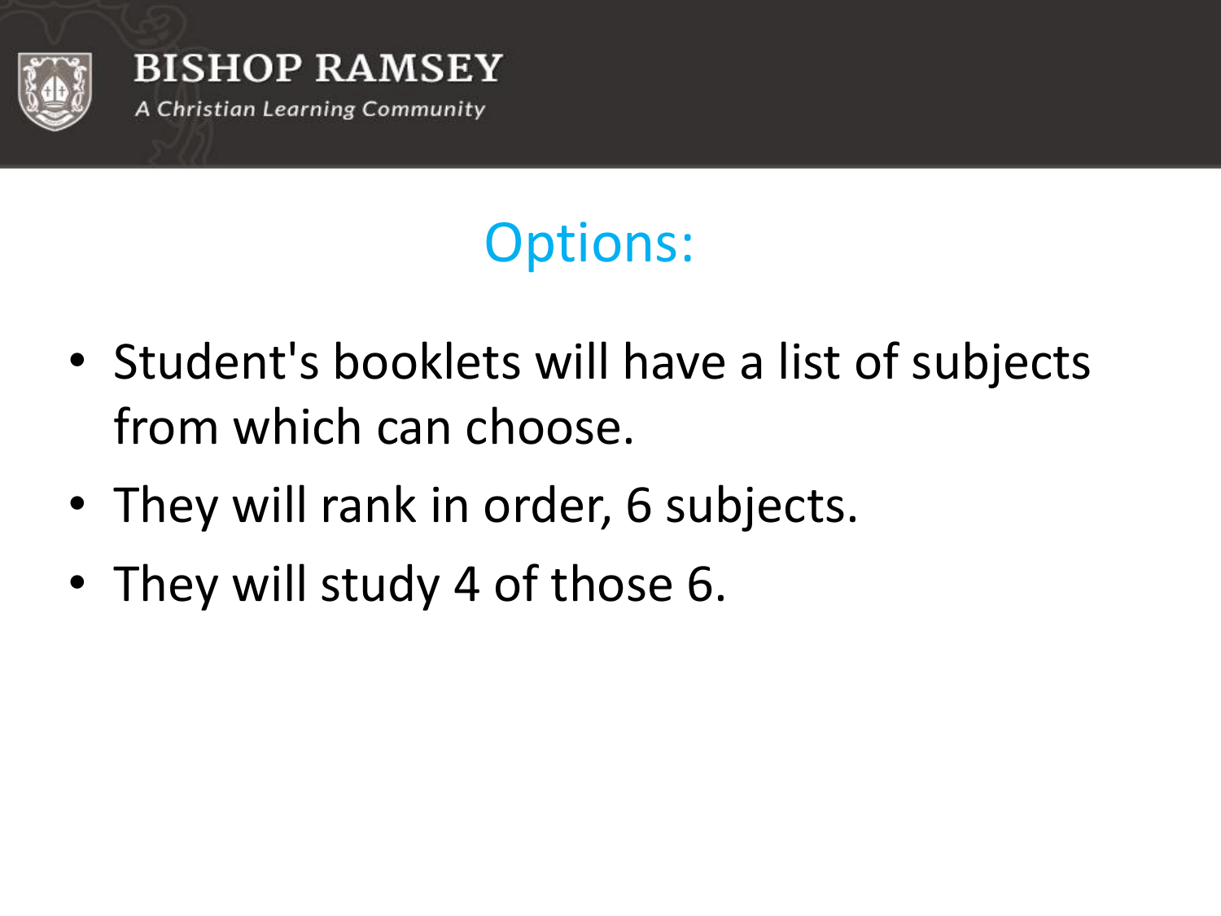# Options:

- Student's booklets will have a list of subjects from which can choose.
- They will rank in order, 6 subjects.
- They will study 4 of those 6.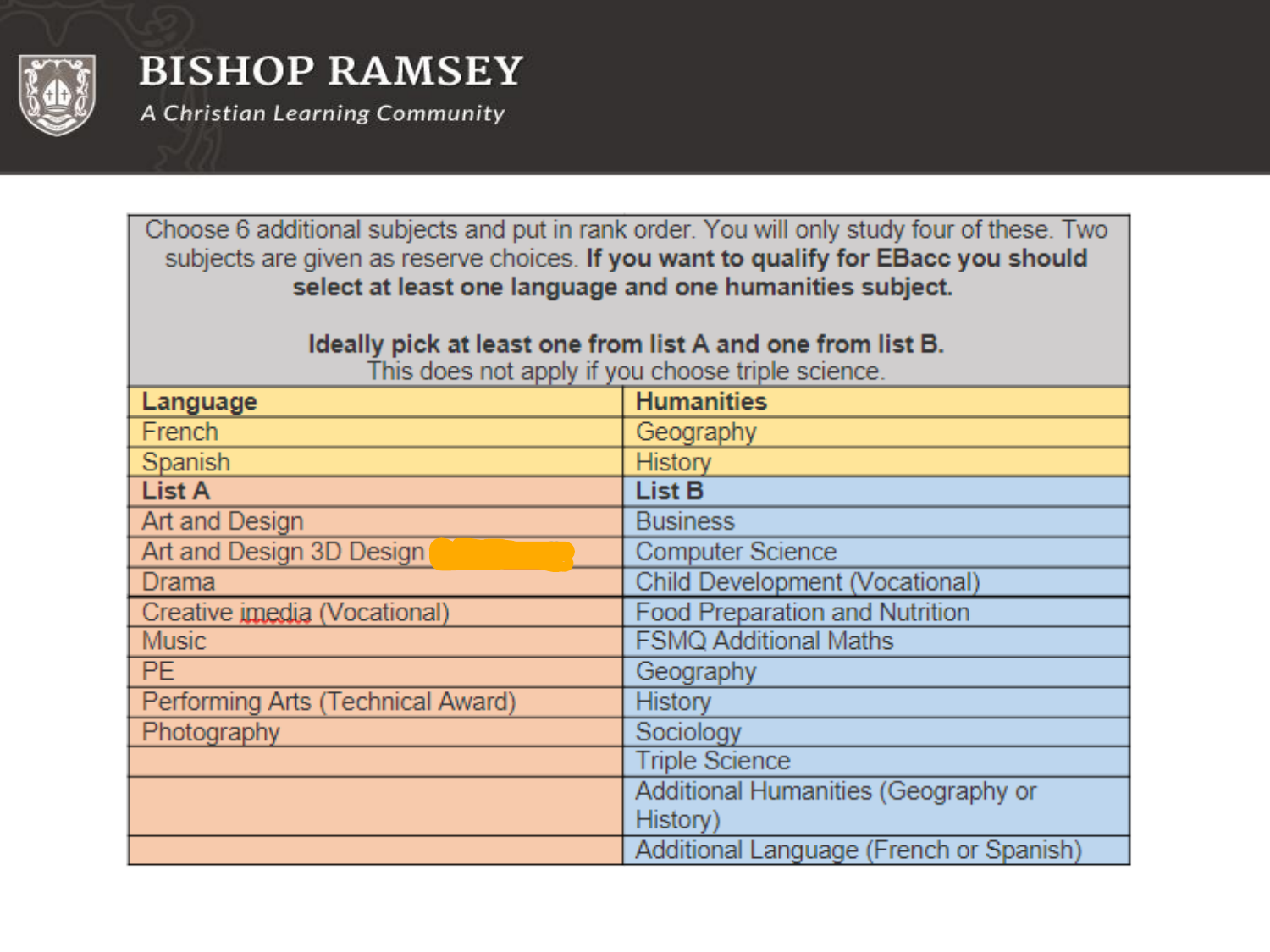# BISHOP RAMSEY

*A Christian Learning Community*

Choose 6 additional subjects and put in rank order. You will only study four of these. Two subjects are given as reserve choices. **If you want to qualify for EBacc you should select at least one language and one humanities subject.**

**Ideally pick at least one from list A and one from list B.** This does not apply if you choose triple science.

| **Language** | **Humanities** |
|---|---|
| French | Geography |
| Spanish | History |
| **List A** | **List B** |
| Art and Design | Business |
| Art and Design 3D Design | Computer Science |
| Drama | Child Development (Vocational) |
| Creative imedia (Vocational) | Food Preparation and Nutrition |
| Music | FSMQ Additional Maths |
| PE | Geography |
| Performing Arts (Technical Award) | History |
| Photography | Sociology |
| | Triple Science |
| | Additional Humanities (Geography or History) |
| | Additional Language (French or Spanish) |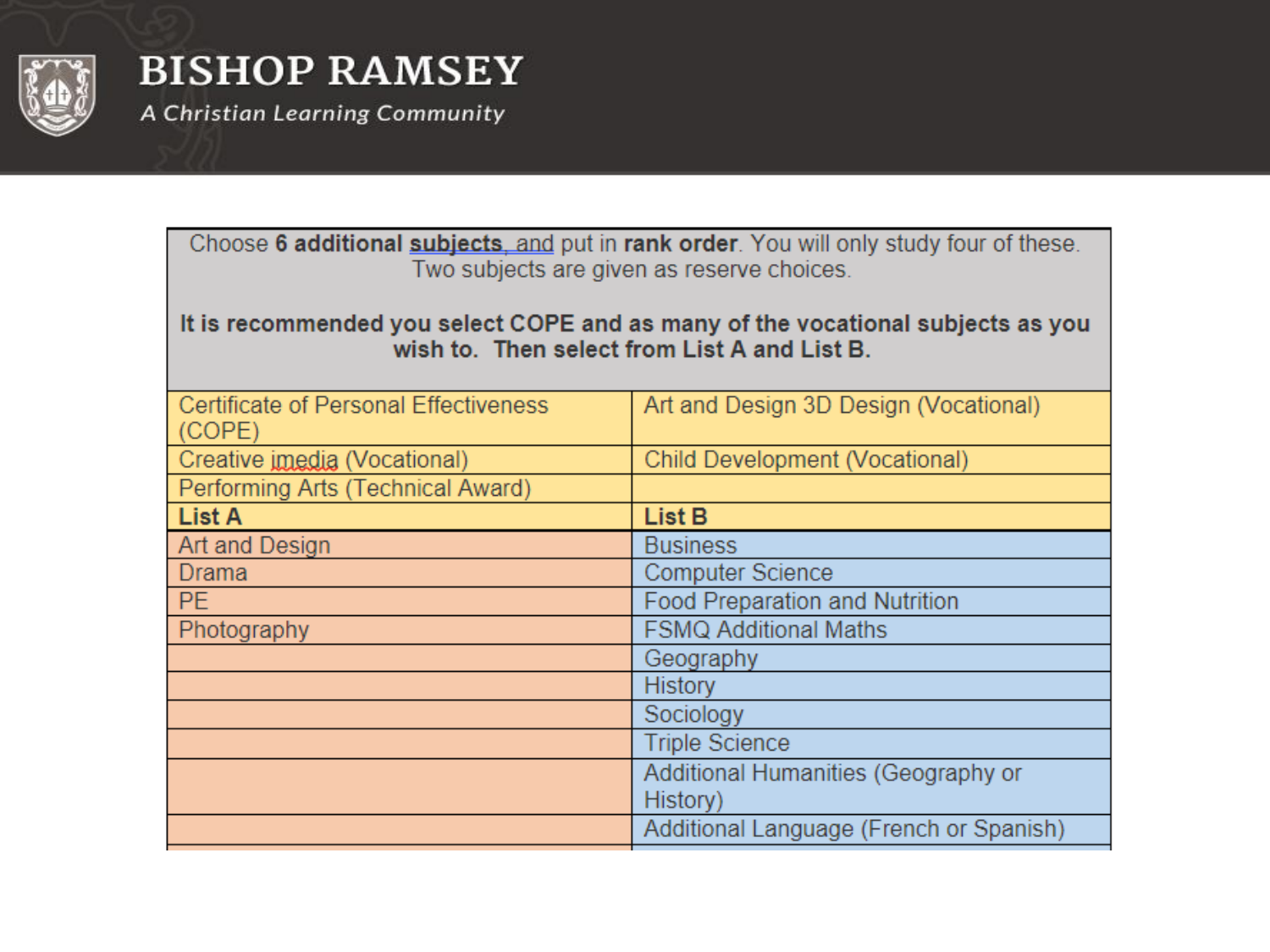# BISHOP RAMSEY

*A Christian Learning Community*

| Choose **6 additional subjects, and** put in **rank order**. You will only study four of these. Two subjects are given as reserve choices. **It is recommended you select COPE and as many of the vocational subjects as you wish to. Then select from List A and List B.** | |
|---|---|
| Certificate of Personal Effectiveness (COPE) | Art and Design 3D Design (Vocational) |
| Creative imedia (Vocational) | Child Development (Vocational) |
| Performing Arts (Technical Award) | |
| **List A** | **List B** |
| Art and Design | Business |
| Drama | Computer Science |
| PE | Food Preparation and Nutrition |
| Photography | FSMQ Additional Maths |
| | Geography |
| | History |
| | Sociology |
| | Triple Science |
| | Additional Humanities (Geography or History) |
| | Additional Language (French or Spanish) |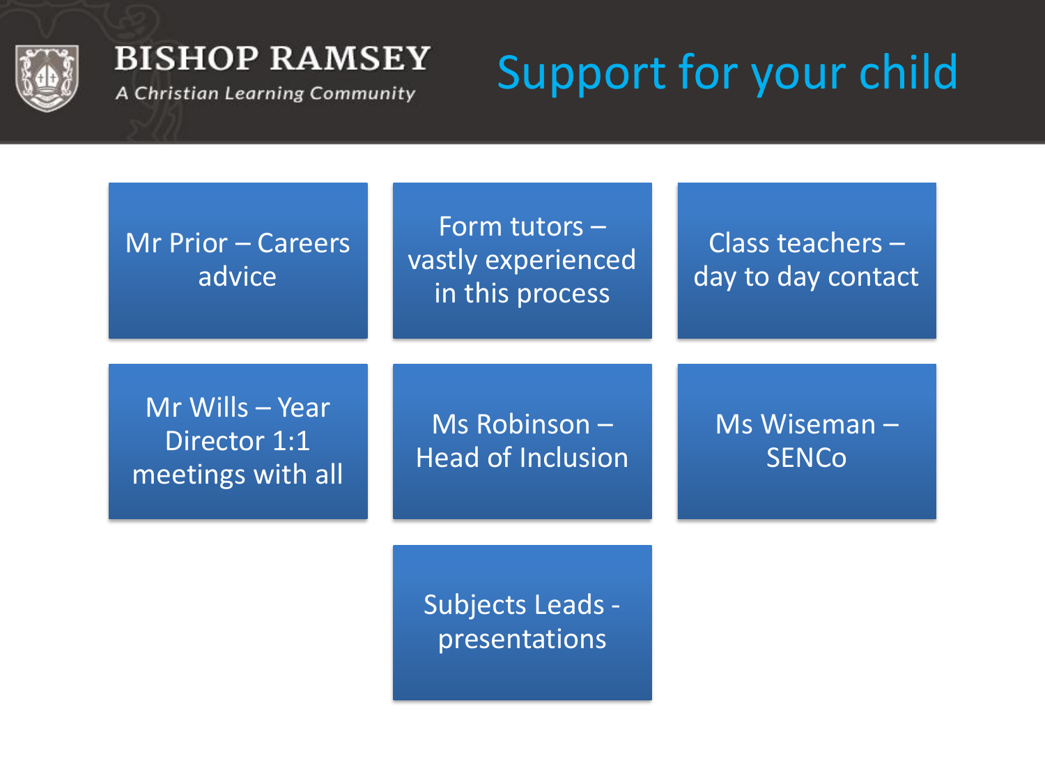**BISHOP RAMSEY**
*A Christian Learning Community*

# Support for your child

- Mr Prior – Careers advice
- Form tutors – vastly experienced in this process
- Class teachers – day to day contact
- Mr Wills – Year Director 1:1 meetings with all
- Ms Robinson – Head of Inclusion
- Ms Wiseman – SENCo
- Subjects Leads - presentations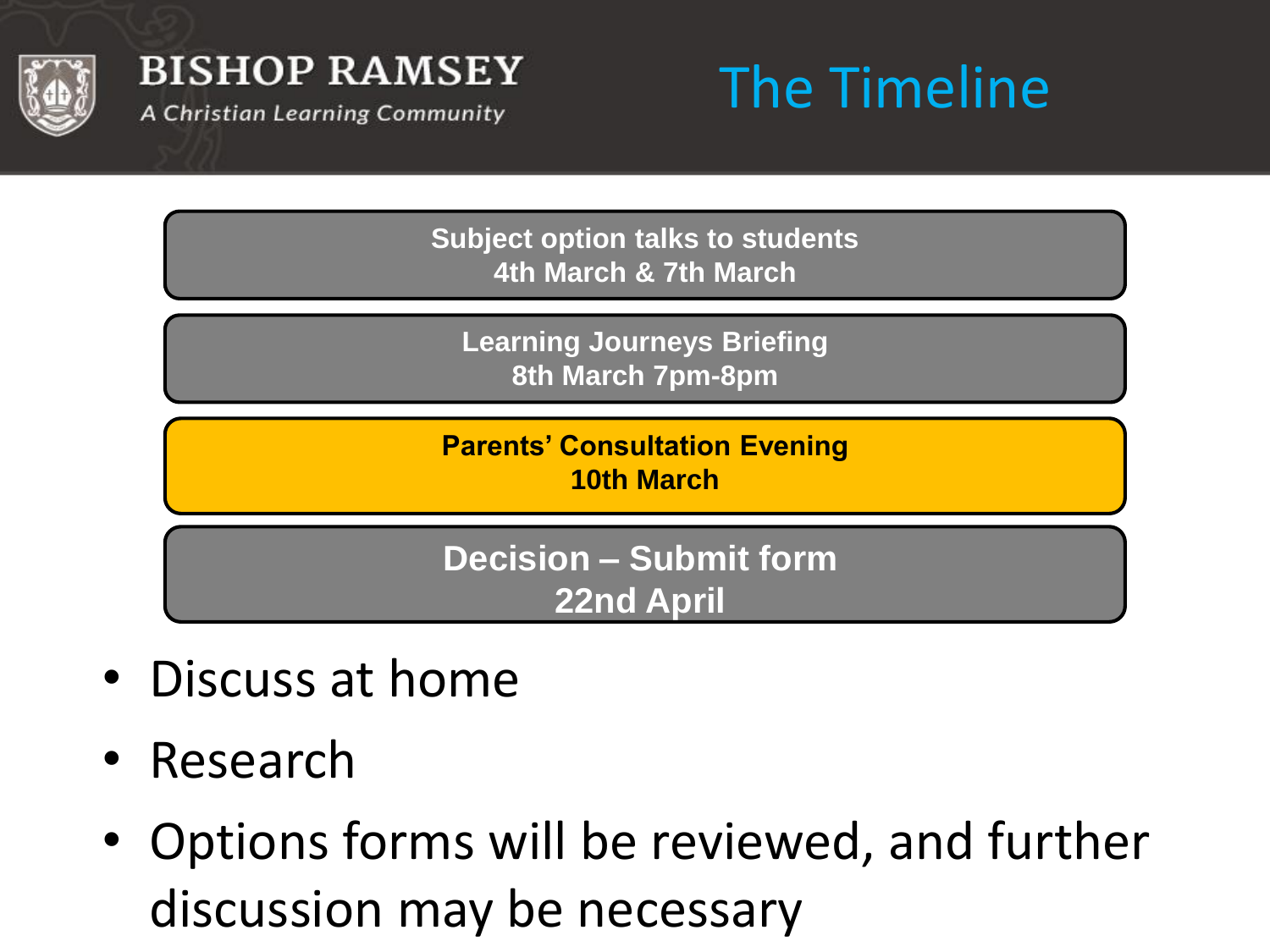BISHOP RAMSEY

*A Christian Learning Community*

# The Timeline

**Subject option talks to students**
**4th March & 7th March**

**Learning Journeys Briefing**
**8th March 7pm-8pm**

**Parents' Consultation Evening**
**10th March**

**Decision – Submit form**
**22nd April**

- Discuss at home
- Research
- Options forms will be reviewed, and further discussion may be necessary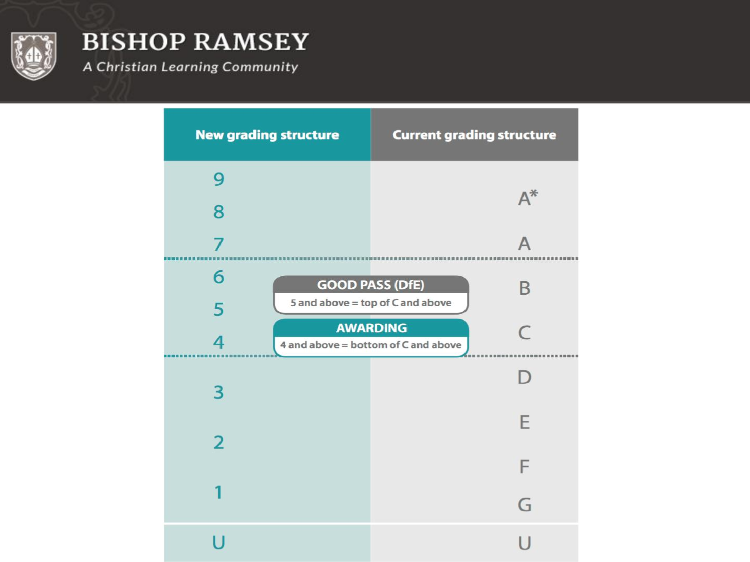# BISHOP RAMSEY

*A Christian Learning Community*

| New grading structure | Current grading structure |
|---|---|
| 9 | A* |
| 8 | A* |
| 7 | A |
| 6 | B |
| 5 | B |
| 4 | C |
| 3 | D |
| 2 | E |
| 1 | F |
| 1 | G |
| U | U |

**GOOD PASS (DfE)**
5 and above = top of C and above

**AWARDING**
4 and above = bottom of C and above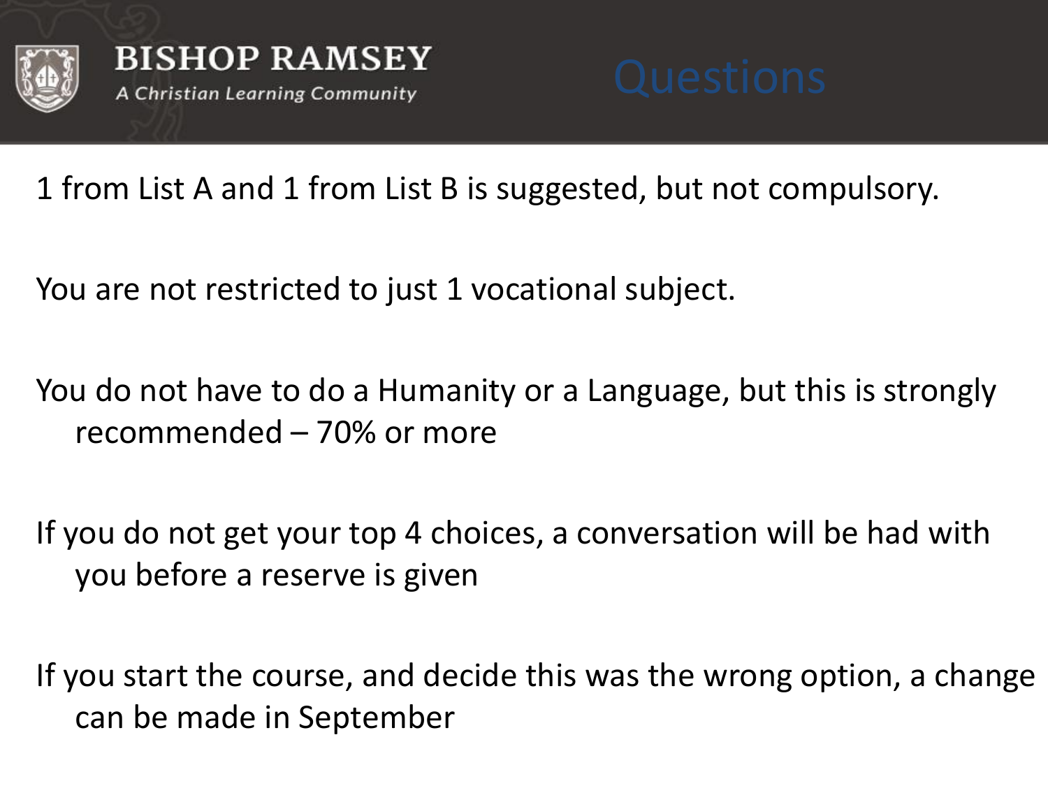# Questions

1 from List A and 1 from List B is suggested, but not compulsory.

You are not restricted to just 1 vocational subject.

You do not have to do a Humanity or a Language, but this is strongly recommended – 70% or more

If you do not get your top 4 choices, a conversation will be had with you before a reserve is given

If you start the course, and decide this was the wrong option, a change can be made in September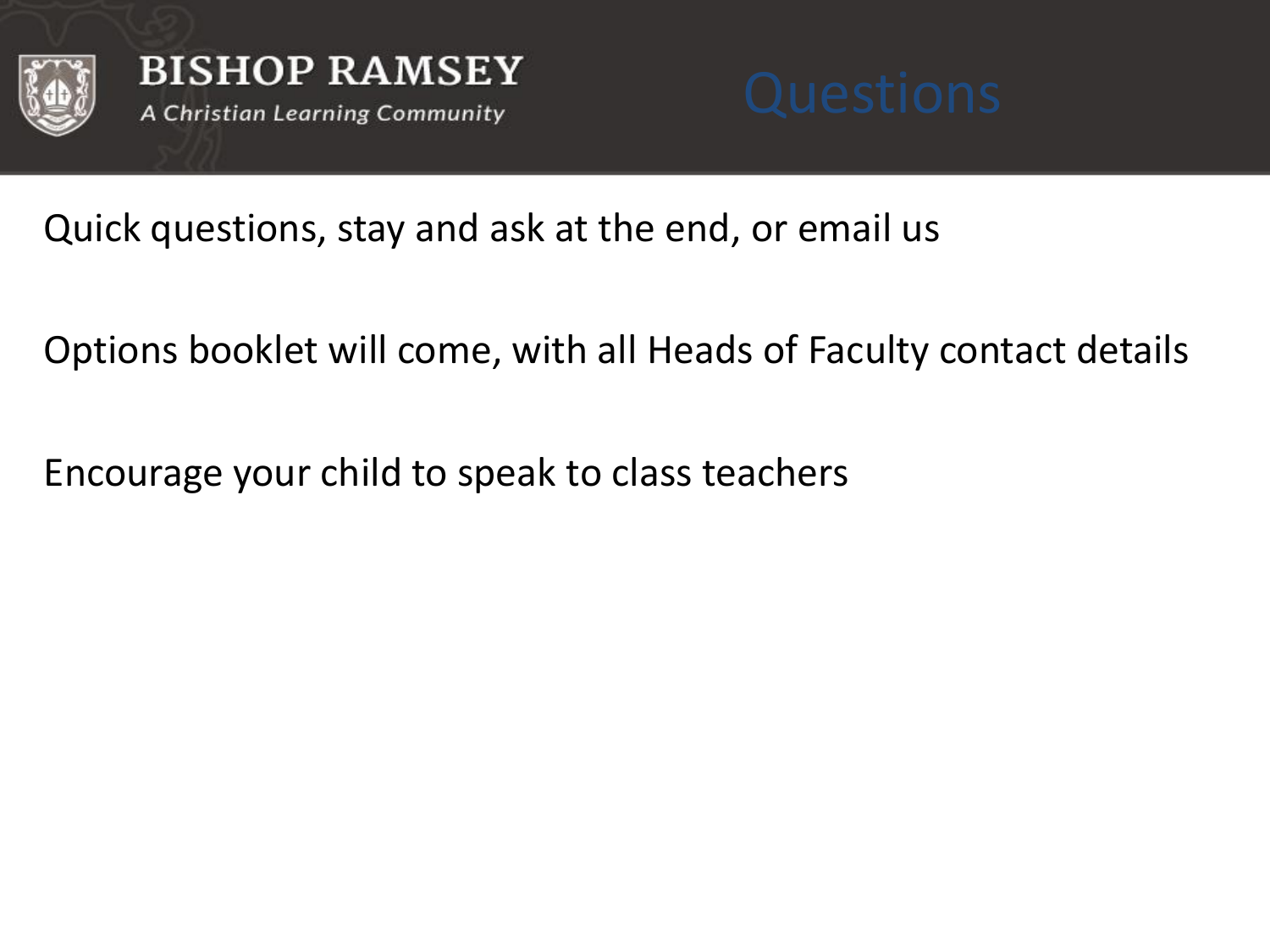BISHOP RAMSEY

*A Christian Learning Community*

# Questions

Quick questions, stay and ask at the end, or email us

Options booklet will come, with all Heads of Faculty contact details

Encourage your child to speak to class teachers